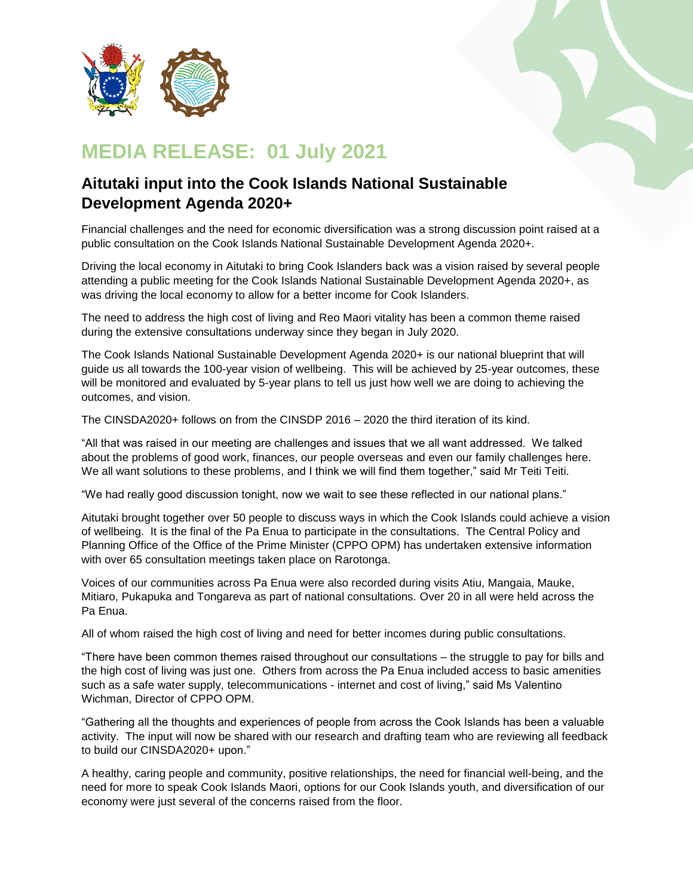# MEDIA RELEASE: 01 July 2021

## Aitutaki input into the Cook Islands National Sustainable Development Agenda 2020+

Financial challenges and the need for economic diversification was a strong discussion point raised at a public consultation on the Cook Islands National Sustainable Development Agenda 2020+.

Driving the local economy in Aitutaki to bring Cook Islanders back was a vision raised by several people attending a public meeting for the Cook Islands National Sustainable Development Agenda 2020+, as was driving the local economy to allow for a better income for Cook Islanders.

The need to address the high cost of living and Reo Maori vitality has been a common theme raised during the extensive consultations underway since they began in July 2020.

The Cook Islands National Sustainable Development Agenda 2020+ is our national blueprint that will guide us all towards the 100-year vision of wellbeing. This will be achieved by 25-year outcomes, these will be monitored and evaluated by 5-year plans to tell us just how well we are doing to achieving the outcomes, and vision.

The CINSDA2020+ follows on from the CINSDP 2016 – 2020 the third iteration of its kind.

"All that was raised in our meeting are challenges and issues that we all want addressed. We talked about the problems of good work, finances, our people overseas and even our family challenges here. We all want solutions to these problems, and I think we will find them together," said Mr Teiti Teiti.

"We had really good discussion tonight, now we wait to see these reflected in our national plans."

Aitutaki brought together over 50 people to discuss ways in which the Cook Islands could achieve a vision of wellbeing. It is the final of the Pa Enua to participate in the consultations. The Central Policy and Planning Office of the Office of the Prime Minister (CPPO OPM) has undertaken extensive information with over 65 consultation meetings taken place on Rarotonga.

Voices of our communities across Pa Enua were also recorded during visits Atiu, Mangaia, Mauke, Mitiaro, Pukapuka and Tongareva as part of national consultations. Over 20 in all were held across the Pa Enua.

All of whom raised the high cost of living and need for better incomes during public consultations.

"There have been common themes raised throughout our consultations – the struggle to pay for bills and the high cost of living was just one. Others from across the Pa Enua included access to basic amenities such as a safe water supply, telecommunications - internet and cost of living," said Ms Valentino Wichman, Director of CPPO OPM.

"Gathering all the thoughts and experiences of people from across the Cook Islands has been a valuable activity. The input will now be shared with our research and drafting team who are reviewing all feedback to build our CINSDA2020+ upon."

A healthy, caring people and community, positive relationships, the need for financial well-being, and the need for more to speak Cook Islands Maori, options for our Cook Islands youth, and diversification of our economy were just several of the concerns raised from the floor.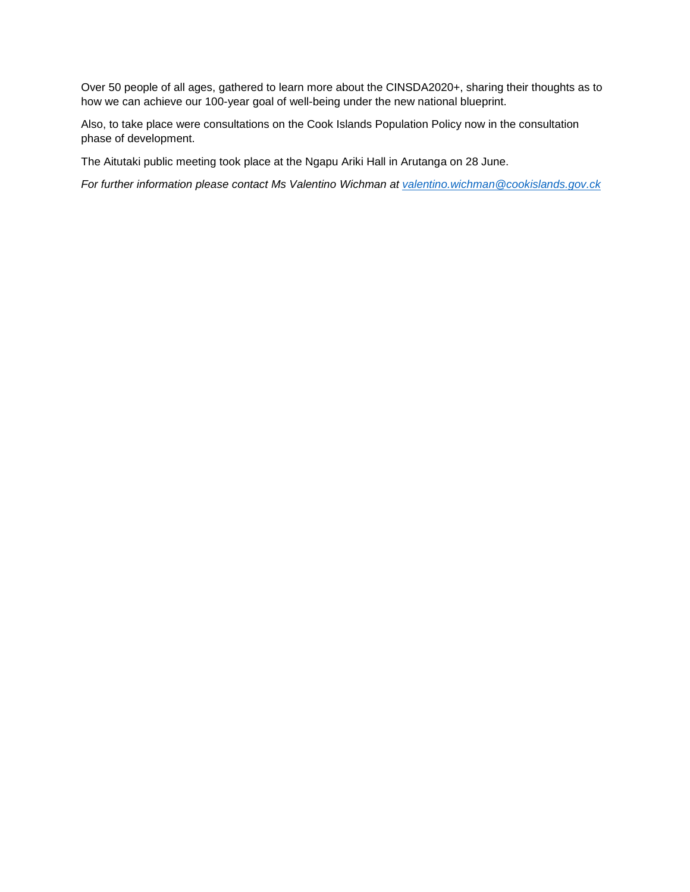Over 50 people of all ages, gathered to learn more about the CINSDA2020+, sharing their thoughts as to how we can achieve our 100-year goal of well-being under the new national blueprint.

Also, to take place were consultations on the Cook Islands Population Policy now in the consultation phase of development.

The Aitutaki public meeting took place at the Ngapu Ariki Hall in Arutanga on 28 June.

*For further information please contact Ms Valentino Wichman at [valentino.wichman@cookislands.gov.ck](mailto:valentino.wichman@cookislands.gov.ck)*